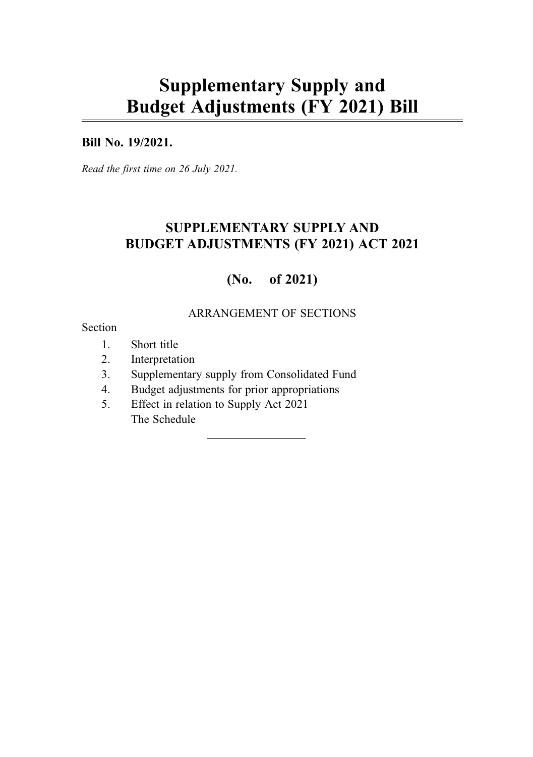# Supplementary Supply and Budget Adjustments (FY 2021) Bill

**Bill No. 19/2021.**

*Read the first time on 26 July 2021.*

## SUPPLEMENTARY SUPPLY AND BUDGET ADJUSTMENTS (FY 2021) ACT 2021

## (No. of 2021)

ARRANGEMENT OF SECTIONS

Section

1. Short title
2. Interpretation
3. Supplementary supply from Consolidated Fund
4. Budget adjustments for prior appropriations
5. Effect in relation to Supply Act 2021

The Schedule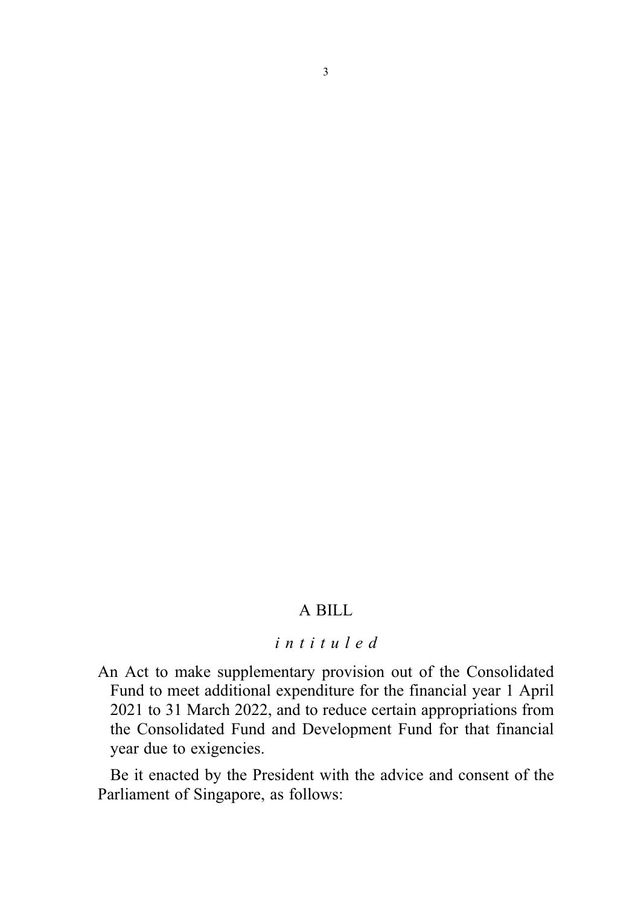# A BILL

*intituled*

An Act to make supplementary provision out of the Consolidated Fund to meet additional expenditure for the financial year 1 April 2021 to 31 March 2022, and to reduce certain appropriations from the Consolidated Fund and Development Fund for that financial year due to exigencies.

Be it enacted by the President with the advice and consent of the Parliament of Singapore, as follows: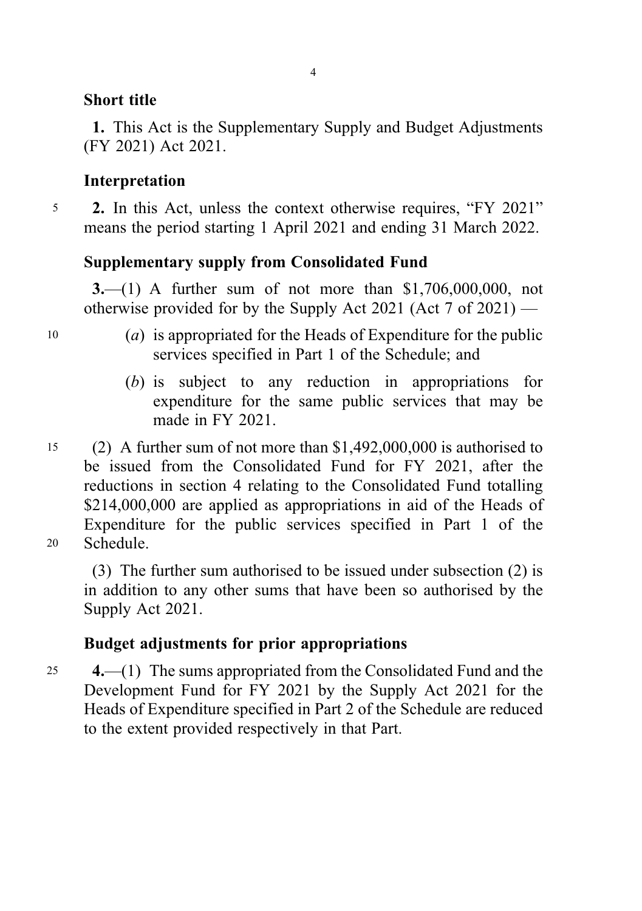### Short title

**1.** This Act is the Supplementary Supply and Budget Adjustments (FY 2021) Act 2021.

### Interpretation

**2.** In this Act, unless the context otherwise requires, "FY 2021" means the period starting 1 April 2021 and ending 31 March 2022.

### Supplementary supply from Consolidated Fund

**3.**—(1) A further sum of not more than $1,706,000,000, not otherwise provided for by the Supply Act 2021 (Act 7 of 2021) —

(*a*) is appropriated for the Heads of Expenditure for the public services specified in Part 1 of the Schedule; and

(*b*) is subject to any reduction in appropriations for expenditure for the same public services that may be made in FY 2021.

(2) A further sum of not more than $1,492,000,000 is authorised to be issued from the Consolidated Fund for FY 2021, after the reductions in section 4 relating to the Consolidated Fund totalling $214,000,000 are applied as appropriations in aid of the Heads of Expenditure for the public services specified in Part 1 of the Schedule.

(3) The further sum authorised to be issued under subsection (2) is in addition to any other sums that have been so authorised by the Supply Act 2021.

### Budget adjustments for prior appropriations

**4.**—(1) The sums appropriated from the Consolidated Fund and the Development Fund for FY 2021 by the Supply Act 2021 for the Heads of Expenditure specified in Part 2 of the Schedule are reduced to the extent provided respectively in that Part.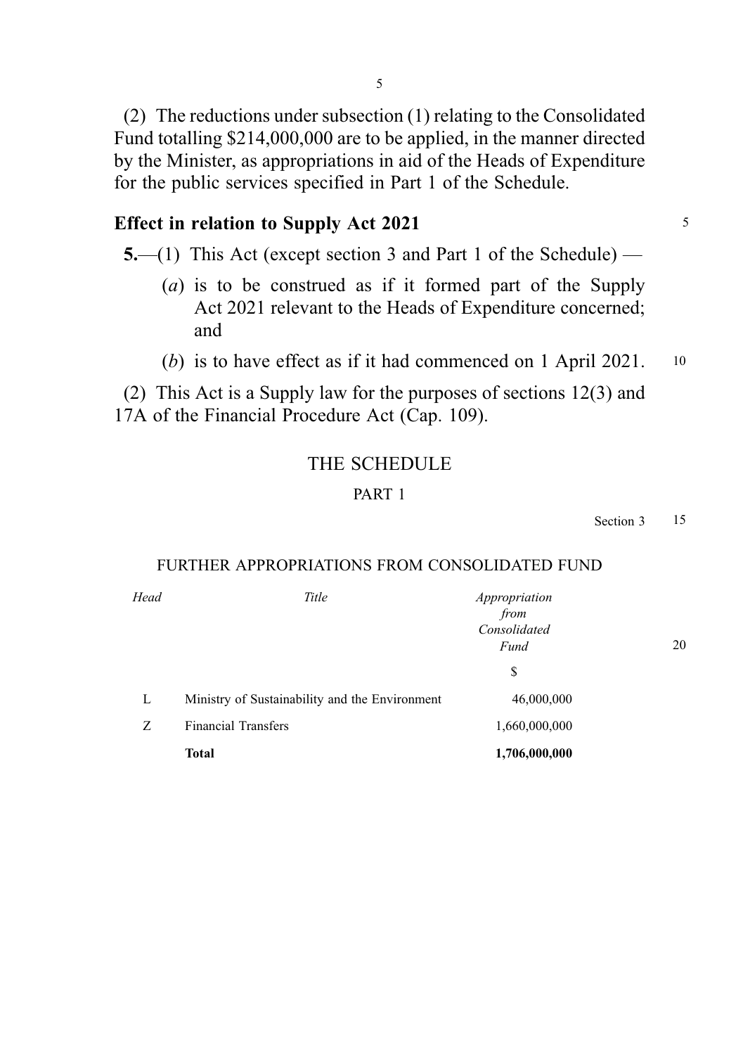(2) The reductions under subsection (1) relating to the Consolidated Fund totalling $214,000,000 are to be applied, in the manner directed by the Minister, as appropriations in aid of the Heads of Expenditure for the public services specified in Part 1 of the Schedule.

### Effect in relation to Supply Act 2021

**5.**—(1) This Act (except section 3 and Part 1 of the Schedule) —

(*a*) is to be construed as if it formed part of the Supply Act 2021 relevant to the Heads of Expenditure concerned; and

(*b*) is to have effect as if it had commenced on 1 April 2021.

(2) This Act is a Supply law for the purposes of sections 12(3) and 17A of the Financial Procedure Act (Cap. 109).

## THE SCHEDULE

### PART 1

Section 3

FURTHER APPROPRIATIONS FROM CONSOLIDATED FUND

| *Head* | *Title* | *Appropriation from Consolidated Fund* |
|---|---|---|
| | | $ |
| L | Ministry of Sustainability and the Environment | 46,000,000 |
| Z | Financial Transfers | 1,660,000,000 |
| | **Total** | **1,706,000,000** |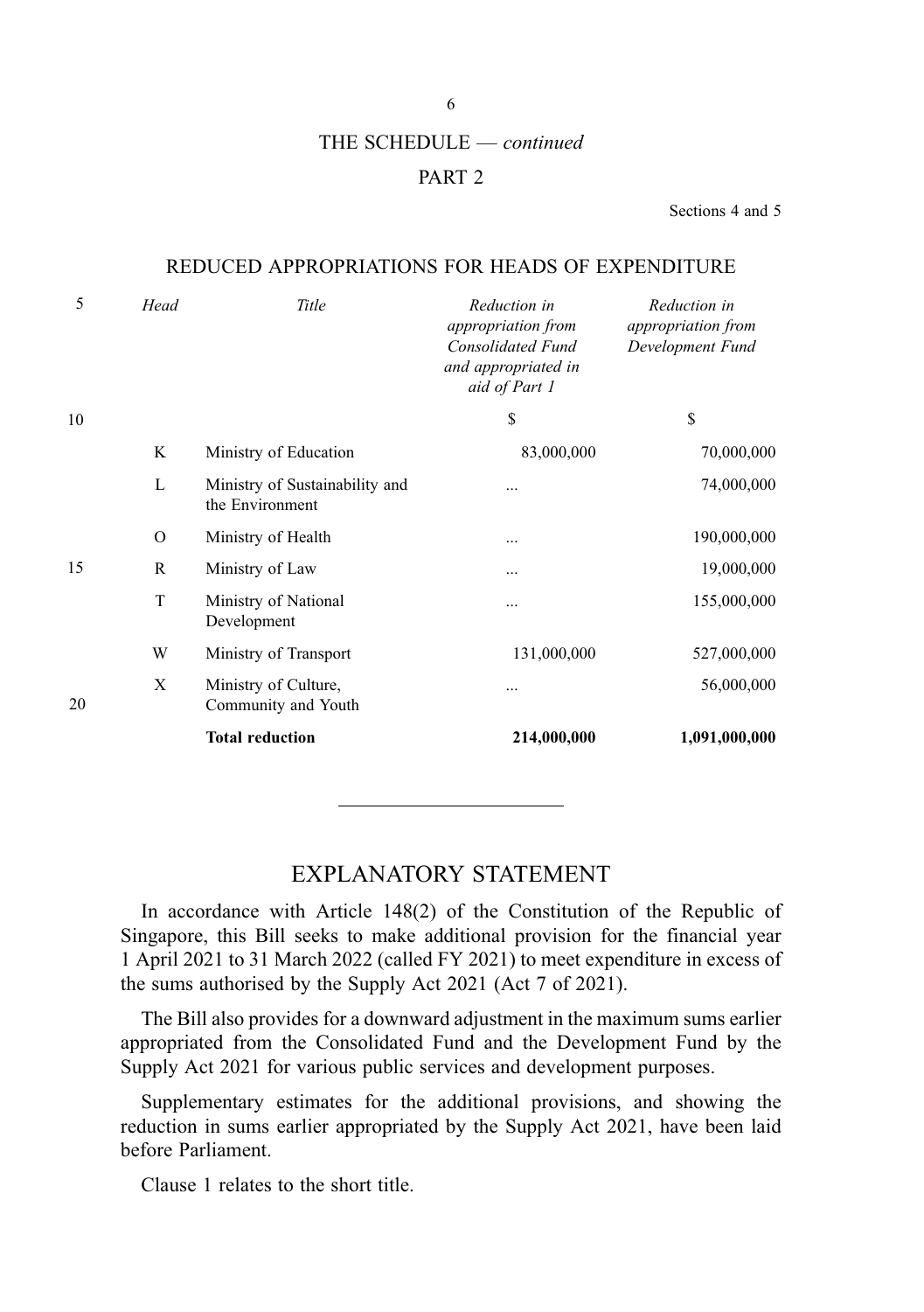THE SCHEDULE — *continued*

PART 2

Sections 4 and 5

REDUCED APPROPRIATIONS FOR HEADS OF EXPENDITURE

| *Head* | *Title* | *Reduction in appropriation from Consolidated Fund and appropriated in aid of Part 1* | *Reduction in appropriation from Development Fund* |
|---|---|---|---|
| | | $ | $ |
| K | Ministry of Education | 83,000,000 | 70,000,000 |
| L | Ministry of Sustainability and the Environment | ... | 74,000,000 |
| O | Ministry of Health | ... | 190,000,000 |
| R | Ministry of Law | ... | 19,000,000 |
| T | Ministry of National Development | ... | 155,000,000 |
| W | Ministry of Transport | 131,000,000 | 527,000,000 |
| X | Ministry of Culture, Community and Youth | ... | 56,000,000 |
| | **Total reduction** | **214,000,000** | **1,091,000,000** |

---

## EXPLANATORY STATEMENT

In accordance with Article 148(2) of the Constitution of the Republic of Singapore, this Bill seeks to make additional provision for the financial year 1 April 2021 to 31 March 2022 (called FY 2021) to meet expenditure in excess of the sums authorised by the Supply Act 2021 (Act 7 of 2021).

The Bill also provides for a downward adjustment in the maximum sums earlier appropriated from the Consolidated Fund and the Development Fund by the Supply Act 2021 for various public services and development purposes.

Supplementary estimates for the additional provisions, and showing the reduction in sums earlier appropriated by the Supply Act 2021, have been laid before Parliament.

Clause 1 relates to the short title.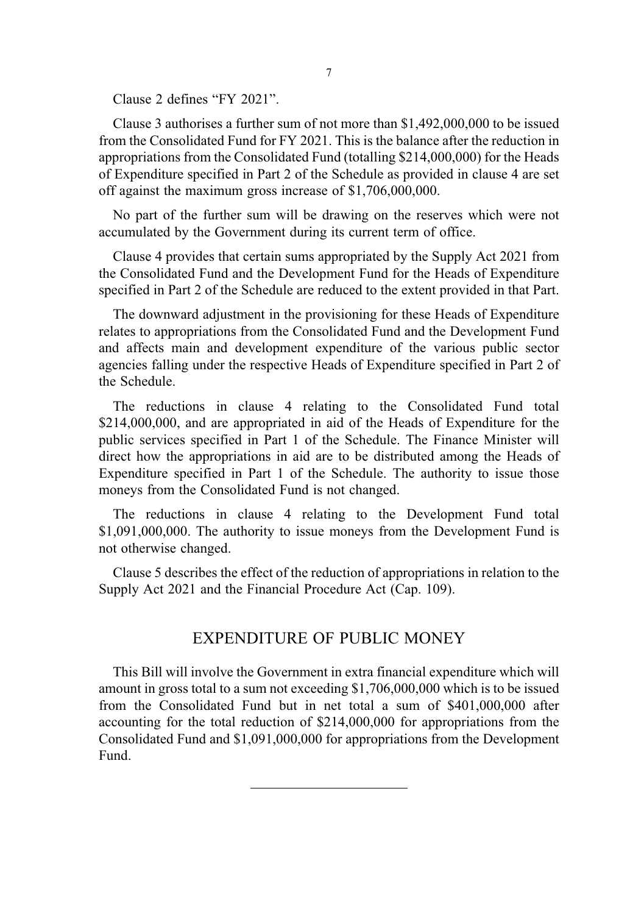Clause 2 defines "FY 2021".

Clause 3 authorises a further sum of not more than $1,492,000,000 to be issued from the Consolidated Fund for FY 2021. This is the balance after the reduction in appropriations from the Consolidated Fund (totalling $214,000,000) for the Heads of Expenditure specified in Part 2 of the Schedule as provided in clause 4 are set off against the maximum gross increase of $1,706,000,000.

No part of the further sum will be drawing on the reserves which were not accumulated by the Government during its current term of office.

Clause 4 provides that certain sums appropriated by the Supply Act 2021 from the Consolidated Fund and the Development Fund for the Heads of Expenditure specified in Part 2 of the Schedule are reduced to the extent provided in that Part.

The downward adjustment in the provisioning for these Heads of Expenditure relates to appropriations from the Consolidated Fund and the Development Fund and affects main and development expenditure of the various public sector agencies falling under the respective Heads of Expenditure specified in Part 2 of the Schedule.

The reductions in clause 4 relating to the Consolidated Fund total $214,000,000, and are appropriated in aid of the Heads of Expenditure for the public services specified in Part 1 of the Schedule. The Finance Minister will direct how the appropriations in aid are to be distributed among the Heads of Expenditure specified in Part 1 of the Schedule. The authority to issue those moneys from the Consolidated Fund is not changed.

The reductions in clause 4 relating to the Development Fund total $1,091,000,000. The authority to issue moneys from the Development Fund is not otherwise changed.

Clause 5 describes the effect of the reduction of appropriations in relation to the Supply Act 2021 and the Financial Procedure Act (Cap. 109).

## EXPENDITURE OF PUBLIC MONEY

This Bill will involve the Government in extra financial expenditure which will amount in gross total to a sum not exceeding $1,706,000,000 which is to be issued from the Consolidated Fund but in net total a sum of $401,000,000 after accounting for the total reduction of $214,000,000 for appropriations from the Consolidated Fund and $1,091,000,000 for appropriations from the Development Fund.